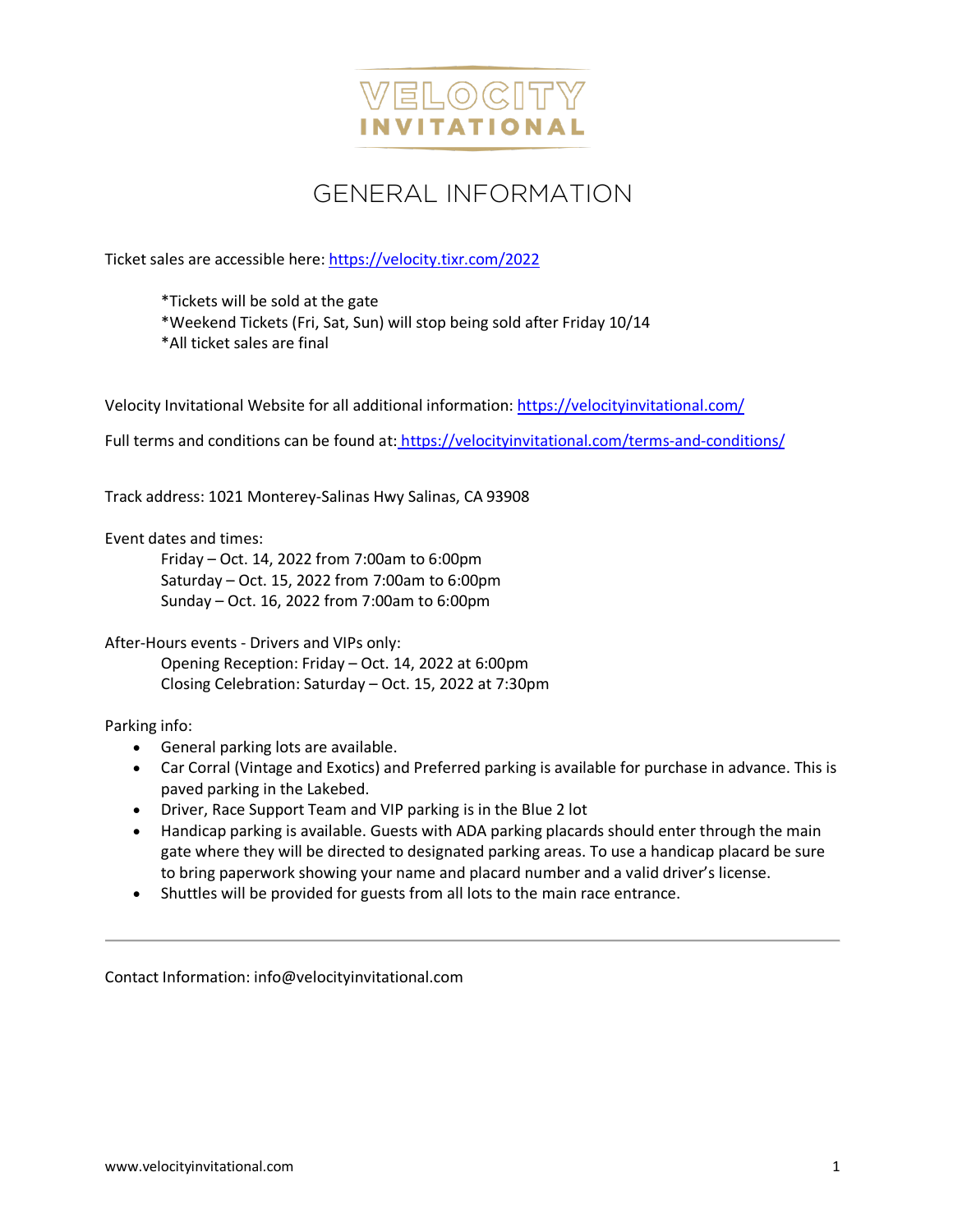# VELOCITY INVITATIONAL

## GENERAL INFORMATION

Ticket sales are accessible here: https://velocity.tixr.com/2022

> *Tickets will be sold at the gate
> *Weekend Tickets (Fri, Sat, Sun) will stop being sold after Friday 10/14
> *All ticket sales are final

Velocity Invitational Website for all additional information: https://velocityinvitational.com/

Full terms and conditions can be found at: https://velocityinvitational.com/terms-and-conditions/

Track address: 1021 Monterey-Salinas Hwy Salinas, CA 93908

Event dates and times:

- Friday – Oct. 14, 2022 from 7:00am to 6:00pm
- Saturday – Oct. 15, 2022 from 7:00am to 6:00pm
- Sunday – Oct. 16, 2022 from 7:00am to 6:00pm

After-Hours events - Drivers and VIPs only:

- Opening Reception: Friday – Oct. 14, 2022 at 6:00pm
- Closing Celebration: Saturday – Oct. 15, 2022 at 7:30pm

Parking info:

- General parking lots are available.
- Car Corral (Vintage and Exotics) and Preferred parking is available for purchase in advance. This is paved parking in the Lakebed.
- Driver, Race Support Team and VIP parking is in the Blue 2 lot
- Handicap parking is available. Guests with ADA parking placards should enter through the main gate where they will be directed to designated parking areas. To use a handicap placard be sure to bring paperwork showing your name and placard number and a valid driver's license.
- Shuttles will be provided for guests from all lots to the main race entrance.

---

Contact Information: info@velocityinvitational.com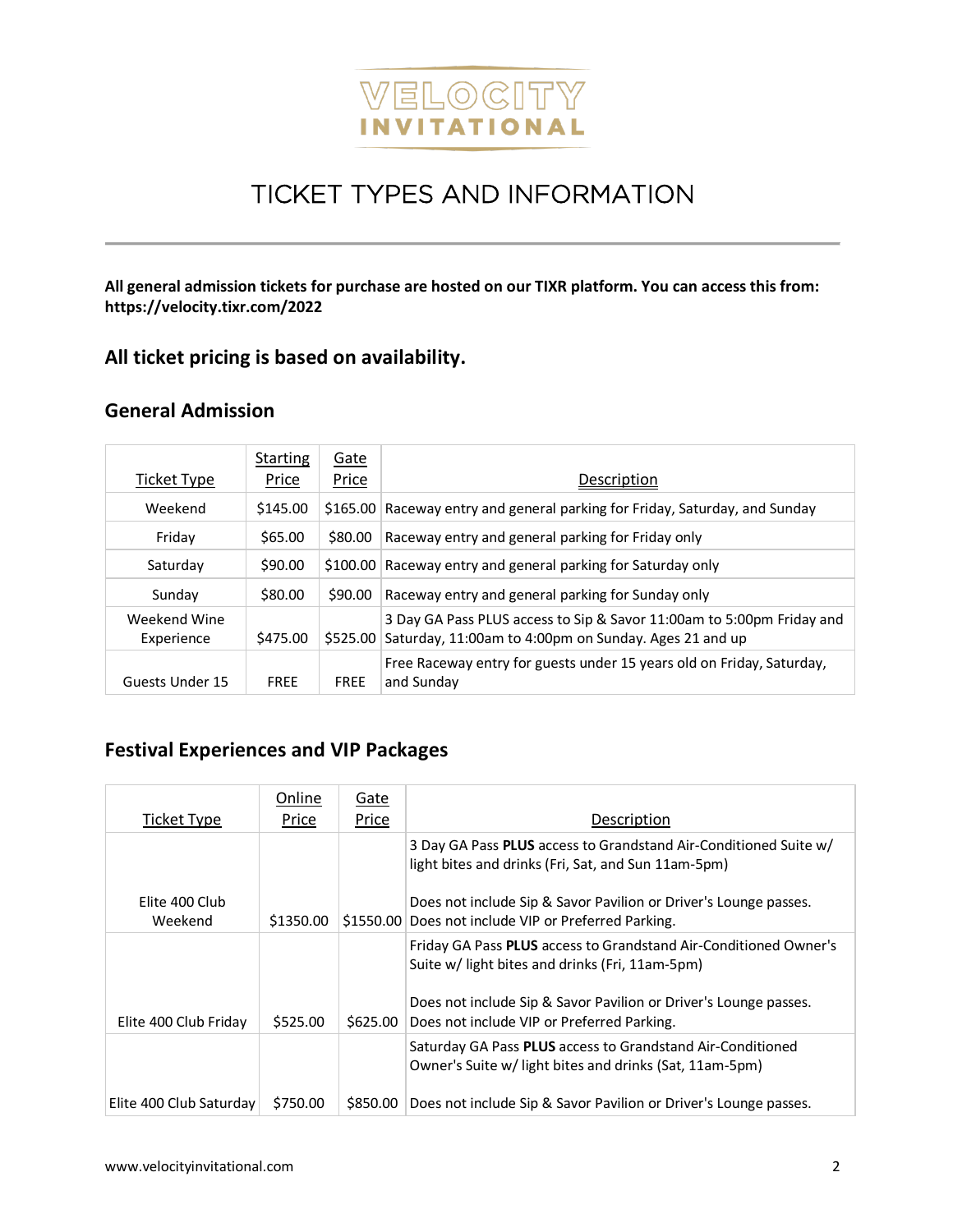# VELOCITY INVITATIONAL

## TICKET TYPES AND INFORMATION

**All general admission tickets for purchase are hosted on our TIXR platform. You can access this from: https://velocity.tixr.com/2022**

## All ticket pricing is based on availability.

## General Admission

| Ticket Type | Starting Price | Gate Price | Description |
|---|---|---|---|
| Weekend | $145.00 | $165.00 | Raceway entry and general parking for Friday, Saturday, and Sunday |
| Friday | $65.00 | $80.00 | Raceway entry and general parking for Friday only |
| Saturday | $90.00 | $100.00 | Raceway entry and general parking for Saturday only |
| Sunday | $80.00 | $90.00 | Raceway entry and general parking for Sunday only |
| Weekend Wine Experience | $475.00 | $525.00 | 3 Day GA Pass PLUS access to Sip & Savor 11:00am to 5:00pm Friday and Saturday, 11:00am to 4:00pm on Sunday. Ages 21 and up |
| Guests Under 15 | FREE | FREE | Free Raceway entry for guests under 15 years old on Friday, Saturday, and Sunday |

## Festival Experiences and VIP Packages

| Ticket Type | Online Price | Gate Price | Description |
|---|---|---|---|
| Elite 400 Club Weekend | $1350.00 | $1550.00 | 3 Day GA Pass **PLUS** access to Grandstand Air-Conditioned Suite w/ light bites and drinks (Fri, Sat, and Sun 11am-5pm)<br><br>Does not include Sip & Savor Pavilion or Driver's Lounge passes. Does not include VIP or Preferred Parking. |
| Elite 400 Club Friday | $525.00 | $625.00 | Friday GA Pass **PLUS** access to Grandstand Air-Conditioned Owner's Suite w/ light bites and drinks (Fri, 11am-5pm)<br><br>Does not include Sip & Savor Pavilion or Driver's Lounge passes. Does not include VIP or Preferred Parking. |
| Elite 400 Club Saturday | $750.00 | $850.00 | Saturday GA Pass **PLUS** access to Grandstand Air-Conditioned Owner's Suite w/ light bites and drinks (Sat, 11am-5pm)<br><br>Does not include Sip & Savor Pavilion or Driver's Lounge passes. |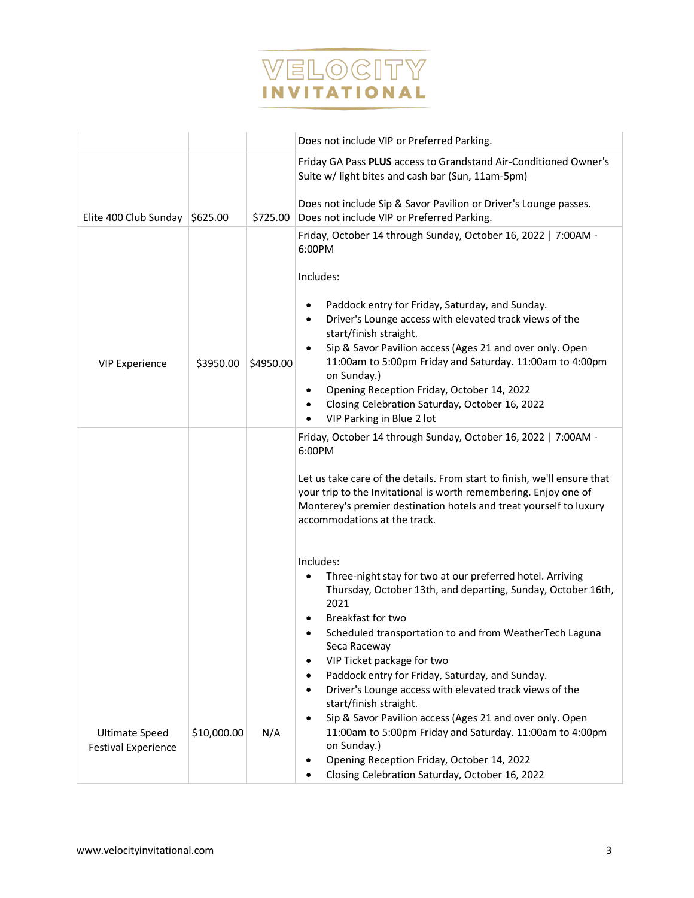# VELOCITY INVITATIONAL

| | | | |
|---|---|---|---|
| | | | Does not include VIP or Preferred Parking. |
| Elite 400 Club Sunday | $625.00 | $725.00 | Friday GA Pass **PLUS** access to Grandstand Air-Conditioned Owner's Suite w/ light bites and cash bar (Sun, 11am-5pm)<br><br>Does not include Sip & Savor Pavilion or Driver's Lounge passes. Does not include VIP or Preferred Parking. |
| VIP Experience | $3950.00 | $4950.00 | Friday, October 14 through Sunday, October 16, 2022 \| 7:00AM - 6:00PM<br><br>Includes:<br><br>• Paddock entry for Friday, Saturday, and Sunday.<br>• Driver's Lounge access with elevated track views of the start/finish straight.<br>• Sip & Savor Pavilion access (Ages 21 and over only. Open 11:00am to 5:00pm Friday and Saturday. 11:00am to 4:00pm on Sunday.)<br>• Opening Reception Friday, October 14, 2022<br>• Closing Celebration Saturday, October 16, 2022<br>• VIP Parking in Blue 2 lot |
| Ultimate Speed Festival Experience | $10,000.00 | N/A | Friday, October 14 through Sunday, October 16, 2022 \| 7:00AM - 6:00PM<br><br>Let us take care of the details. From start to finish, we'll ensure that your trip to the Invitational is worth remembering. Enjoy one of Monterey's premier destination hotels and treat yourself to luxury accommodations at the track.<br><br>Includes:<br>• Three-night stay for two at our preferred hotel. Arriving Thursday, October 13th, and departing, Sunday, October 16th, 2021<br>• Breakfast for two<br>• Scheduled transportation to and from WeatherTech Laguna Seca Raceway<br>• VIP Ticket package for two<br>• Paddock entry for Friday, Saturday, and Sunday.<br>• Driver's Lounge access with elevated track views of the start/finish straight.<br>• Sip & Savor Pavilion access (Ages 21 and over only. Open 11:00am to 5:00pm Friday and Saturday. 11:00am to 4:00pm on Sunday.)<br>• Opening Reception Friday, October 14, 2022<br>• Closing Celebration Saturday, October 16, 2022 |

www.velocityinvitational.com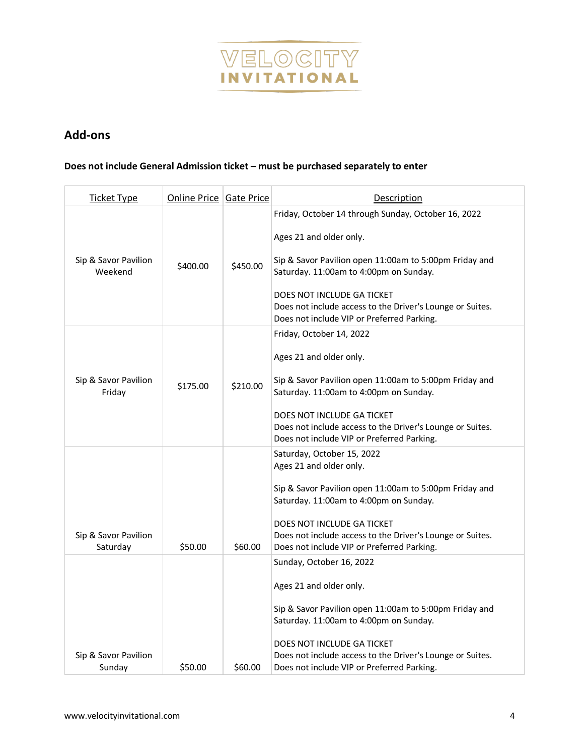VELOCITY INVITATIONAL

## Add-ons

**Does not include General Admission ticket – must be purchased separately to enter**

| Ticket Type | Online Price | Gate Price | Description |
|---|---|---|---|
| Sip & Savor Pavilion Weekend | $400.00 | $450.00 | Friday, October 14 through Sunday, October 16, 2022<br><br>Ages 21 and older only.<br><br>Sip & Savor Pavilion open 11:00am to 5:00pm Friday and Saturday. 11:00am to 4:00pm on Sunday.<br><br>DOES NOT INCLUDE GA TICKET<br>Does not include access to the Driver's Lounge or Suites.<br>Does not include VIP or Preferred Parking. |
| Sip & Savor Pavilion Friday | $175.00 | $210.00 | Friday, October 14, 2022<br><br>Ages 21 and older only.<br><br>Sip & Savor Pavilion open 11:00am to 5:00pm Friday and Saturday. 11:00am to 4:00pm on Sunday.<br><br>DOES NOT INCLUDE GA TICKET<br>Does not include access to the Driver's Lounge or Suites.<br>Does not include VIP or Preferred Parking. |
| Sip & Savor Pavilion Saturday | $50.00 | $60.00 | Saturday, October 15, 2022<br>Ages 21 and older only.<br><br>Sip & Savor Pavilion open 11:00am to 5:00pm Friday and Saturday. 11:00am to 4:00pm on Sunday.<br><br>DOES NOT INCLUDE GA TICKET<br>Does not include access to the Driver's Lounge or Suites.<br>Does not include VIP or Preferred Parking. |
| Sip & Savor Pavilion Sunday | $50.00 | $60.00 | Sunday, October 16, 2022<br><br>Ages 21 and older only.<br><br>Sip & Savor Pavilion open 11:00am to 5:00pm Friday and Saturday. 11:00am to 4:00pm on Sunday.<br><br>DOES NOT INCLUDE GA TICKET<br>Does not include access to the Driver's Lounge or Suites.<br>Does not include VIP or Preferred Parking. |

www.velocityinvitational.com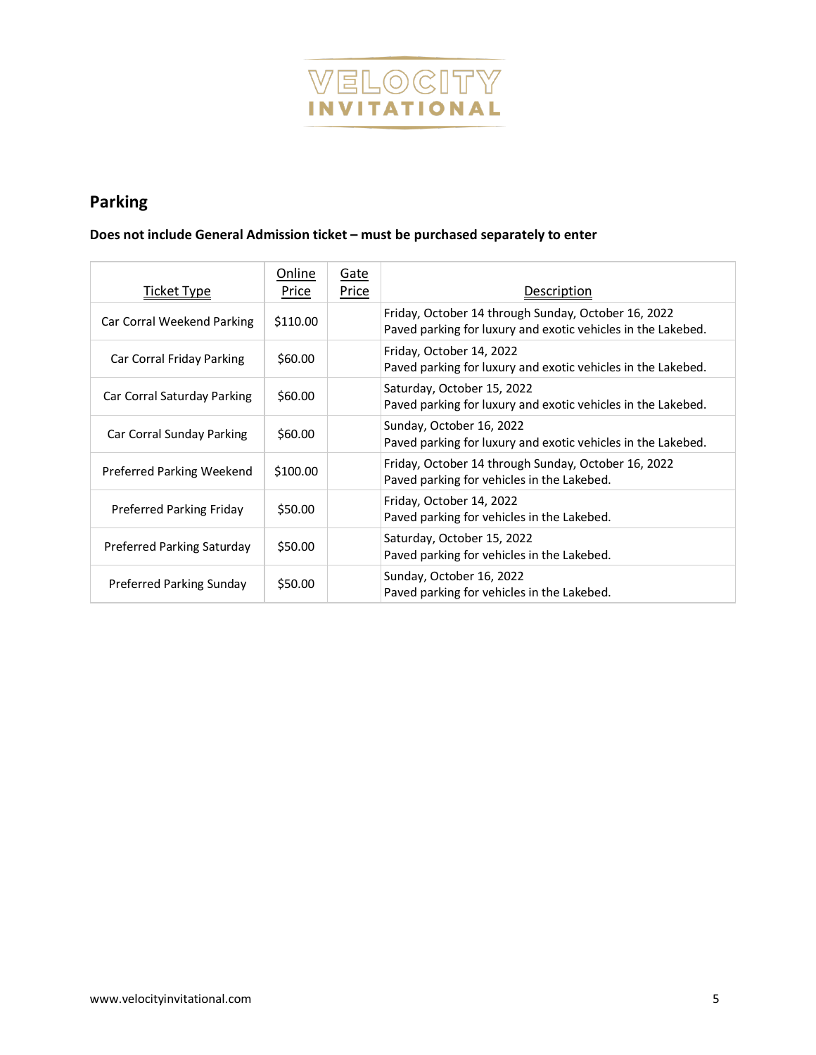VELOCITY INVITATIONAL

## Parking

**Does not include General Admission ticket – must be purchased separately to enter**

| Ticket Type | Online Price | Gate Price | Description |
|---|---|---|---|
| Car Corral Weekend Parking | $110.00 | | Friday, October 14 through Sunday, October 16, 2022<br>Paved parking for luxury and exotic vehicles in the Lakebed. |
| Car Corral Friday Parking | $60.00 | | Friday, October 14, 2022<br>Paved parking for luxury and exotic vehicles in the Lakebed. |
| Car Corral Saturday Parking | $60.00 | | Saturday, October 15, 2022<br>Paved parking for luxury and exotic vehicles in the Lakebed. |
| Car Corral Sunday Parking | $60.00 | | Sunday, October 16, 2022<br>Paved parking for luxury and exotic vehicles in the Lakebed. |
| Preferred Parking Weekend | $100.00 | | Friday, October 14 through Sunday, October 16, 2022<br>Paved parking for vehicles in the Lakebed. |
| Preferred Parking Friday | $50.00 | | Friday, October 14, 2022<br>Paved parking for vehicles in the Lakebed. |
| Preferred Parking Saturday | $50.00 | | Saturday, October 15, 2022<br>Paved parking for vehicles in the Lakebed. |
| Preferred Parking Sunday | $50.00 | | Sunday, October 16, 2022<br>Paved parking for vehicles in the Lakebed. |